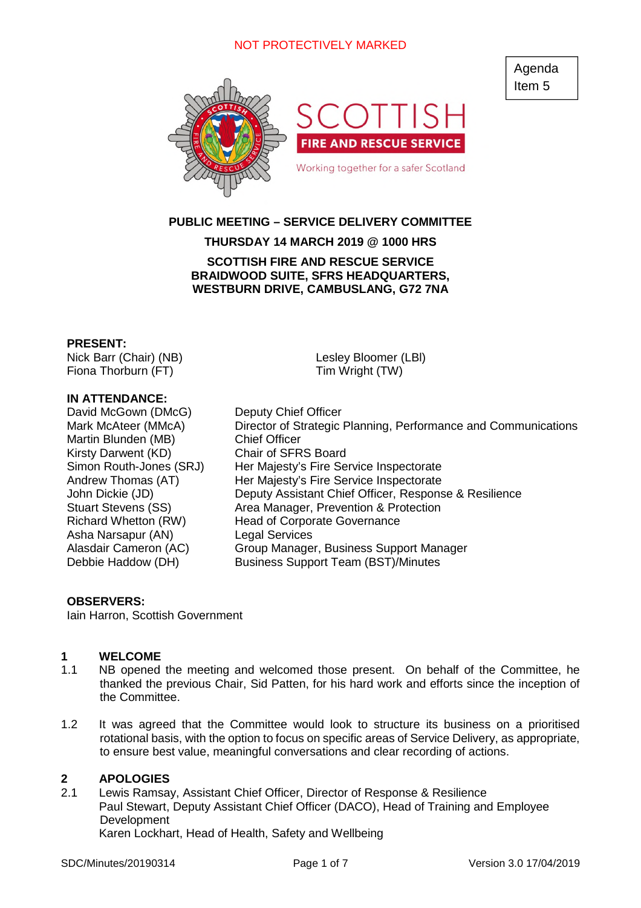NOT PROTECTIVELY MARKED

Agenda Item 5

**PUBLIC MEETING – SERVICE DELIVERY COMMITTEE**

**THURSDAY 14 MARCH 2019 @ 1000 HRS**

**SCOTTISH FIRE AND RESCUE SERVICE BRAIDWOOD SUITE, SFRS HEADQUARTERS, WESTBURN DRIVE, CAMBUSLANG, G72 7NA**

**PRESENT:**

Nick Barr (Chair) (NB)
Fiona Thorburn (FT)
Lesley Bloomer (LBl)
Tim Wright (TW)

**IN ATTENDANCE:**

| | |
|---|---|
| David McGown (DMcG) | Deputy Chief Officer |
| Mark McAteer (MMcA) | Director of Strategic Planning, Performance and Communications |
| Martin Blunden (MB) | Chief Officer |
| Kirsty Darwent (KD) | Chair of SFRS Board |
| Simon Routh-Jones (SRJ) | Her Majesty's Fire Service Inspectorate |
| Andrew Thomas (AT) | Her Majesty's Fire Service Inspectorate |
| John Dickie (JD) | Deputy Assistant Chief Officer, Response & Resilience |
| Stuart Stevens (SS) | Area Manager, Prevention & Protection |
| Richard Whetton (RW) | Head of Corporate Governance |
| Asha Narsapur (AN) | Legal Services |
| Alasdair Cameron (AC) | Group Manager, Business Support Manager |
| Debbie Haddow (DH) | Business Support Team (BST)/Minutes |

**OBSERVERS:**

Iain Harron, Scottish Government

## 1 WELCOME

1.1 NB opened the meeting and welcomed those present. On behalf of the Committee, he thanked the previous Chair, Sid Patten, for his hard work and efforts since the inception of the Committee.

1.2 It was agreed that the Committee would look to structure its business on a prioritised rotational basis, with the option to focus on specific areas of Service Delivery, as appropriate, to ensure best value, meaningful conversations and clear recording of actions.

## 2 APOLOGIES

2.1 Lewis Ramsay, Assistant Chief Officer, Director of Response & Resilience
Paul Stewart, Deputy Assistant Chief Officer (DACO), Head of Training and Employee Development
Karen Lockhart, Head of Health, Safety and Wellbeing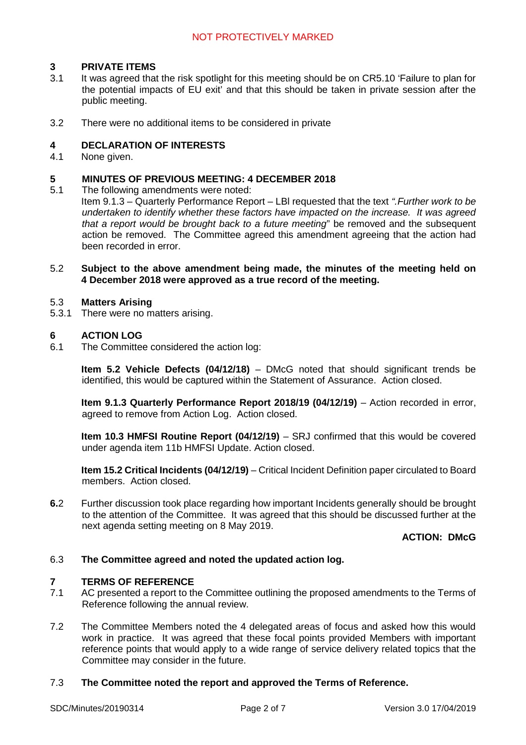## 3 PRIVATE ITEMS

3.1 It was agreed that the risk spotlight for this meeting should be on CR5.10 'Failure to plan for the potential impacts of EU exit' and that this should be taken in private session after the public meeting.

3.2 There were no additional items to be considered in private

## 4 DECLARATION OF INTERESTS

4.1 None given.

## 5 MINUTES OF PREVIOUS MEETING: 4 DECEMBER 2018

5.1 The following amendments were noted:
Item 9.1.3 – Quarterly Performance Report – LBl requested that the text *".Further work to be undertaken to identify whether these factors have impacted on the increase. It was agreed that a report would be brought back to a future meeting*" be removed and the subsequent action be removed. The Committee agreed this amendment agreeing that the action had been recorded in error.

5.2 **Subject to the above amendment being made, the minutes of the meeting held on 4 December 2018 were approved as a true record of the meeting.**

5.3 **Matters Arising**

5.3.1 There were no matters arising.

## 6 ACTION LOG

6.1 The Committee considered the action log:

**Item 5.2 Vehicle Defects (04/12/18)** – DMcG noted that should significant trends be identified, this would be captured within the Statement of Assurance. Action closed.

**Item 9.1.3 Quarterly Performance Report 2018/19 (04/12/19)** – Action recorded in error, agreed to remove from Action Log. Action closed.

**Item 10.3 HMFSI Routine Report (04/12/19)** – SRJ confirmed that this would be covered under agenda item 11b HMFSI Update. Action closed.

**Item 15.2 Critical Incidents (04/12/19)** – Critical Incident Definition paper circulated to Board members. Action closed.

**6.**2 Further discussion took place regarding how important Incidents generally should be brought to the attention of the Committee. It was agreed that this should be discussed further at the next agenda setting meeting on 8 May 2019.

**ACTION: DMcG**

6.3 **The Committee agreed and noted the updated action log.**

## 7 TERMS OF REFERENCE

7.1 AC presented a report to the Committee outlining the proposed amendments to the Terms of Reference following the annual review.

7.2 The Committee Members noted the 4 delegated areas of focus and asked how this would work in practice. It was agreed that these focal points provided Members with important reference points that would apply to a wide range of service delivery related topics that the Committee may consider in the future.

7.3 **The Committee noted the report and approved the Terms of Reference.**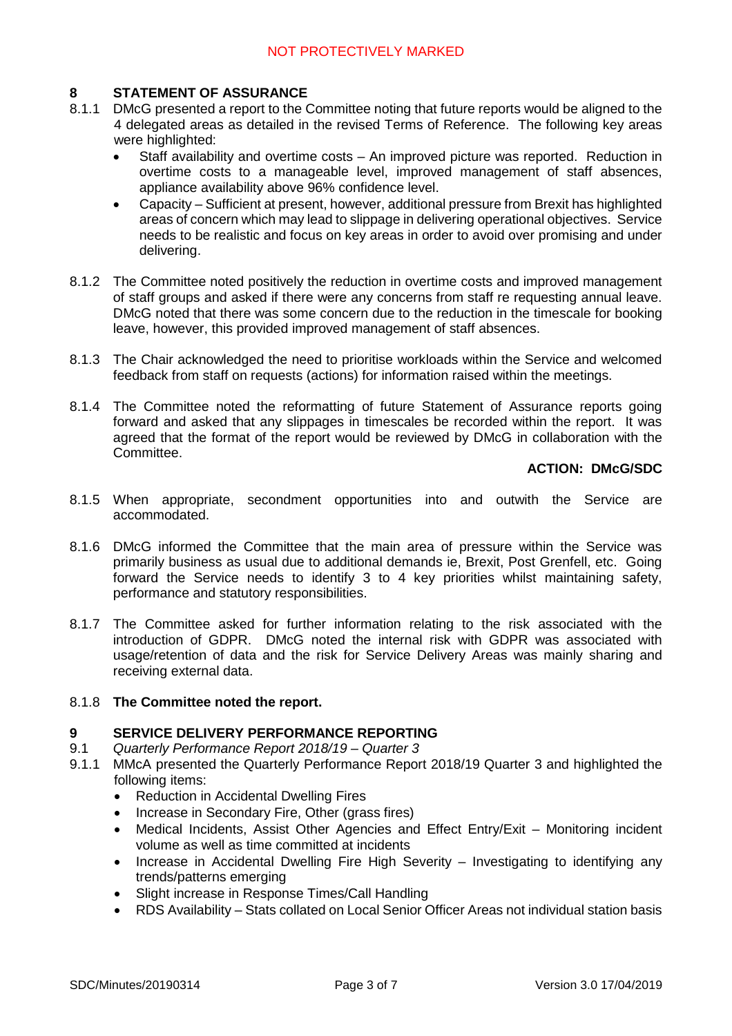## 8 STATEMENT OF ASSURANCE

8.1.1 DMcG presented a report to the Committee noting that future reports would be aligned to the 4 delegated areas as detailed in the revised Terms of Reference. The following key areas were highlighted:

- Staff availability and overtime costs – An improved picture was reported. Reduction in overtime costs to a manageable level, improved management of staff absences, appliance availability above 96% confidence level.
- Capacity – Sufficient at present, however, additional pressure from Brexit has highlighted areas of concern which may lead to slippage in delivering operational objectives. Service needs to be realistic and focus on key areas in order to avoid over promising and under delivering.

8.1.2 The Committee noted positively the reduction in overtime costs and improved management of staff groups and asked if there were any concerns from staff re requesting annual leave. DMcG noted that there was some concern due to the reduction in the timescale for booking leave, however, this provided improved management of staff absences.

8.1.3 The Chair acknowledged the need to prioritise workloads within the Service and welcomed feedback from staff on requests (actions) for information raised within the meetings.

8.1.4 The Committee noted the reformatting of future Statement of Assurance reports going forward and asked that any slippages in timescales be recorded within the report. It was agreed that the format of the report would be reviewed by DMcG in collaboration with the Committee.

**ACTION: DMcG/SDC**

8.1.5 When appropriate, secondment opportunities into and outwith the Service are accommodated.

8.1.6 DMcG informed the Committee that the main area of pressure within the Service was primarily business as usual due to additional demands ie, Brexit, Post Grenfell, etc. Going forward the Service needs to identify 3 to 4 key priorities whilst maintaining safety, performance and statutory responsibilities.

8.1.7 The Committee asked for further information relating to the risk associated with the introduction of GDPR. DMcG noted the internal risk with GDPR was associated with usage/retention of data and the risk for Service Delivery Areas was mainly sharing and receiving external data.

8.1.8 **The Committee noted the report.**

## 9 SERVICE DELIVERY PERFORMANCE REPORTING

9.1 *Quarterly Performance Report 2018/19 – Quarter 3*

9.1.1 MMcA presented the Quarterly Performance Report 2018/19 Quarter 3 and highlighted the following items:

- Reduction in Accidental Dwelling Fires
- Increase in Secondary Fire, Other (grass fires)
- Medical Incidents, Assist Other Agencies and Effect Entry/Exit – Monitoring incident volume as well as time committed at incidents
- Increase in Accidental Dwelling Fire High Severity – Investigating to identifying any trends/patterns emerging
- Slight increase in Response Times/Call Handling
- RDS Availability – Stats collated on Local Senior Officer Areas not individual station basis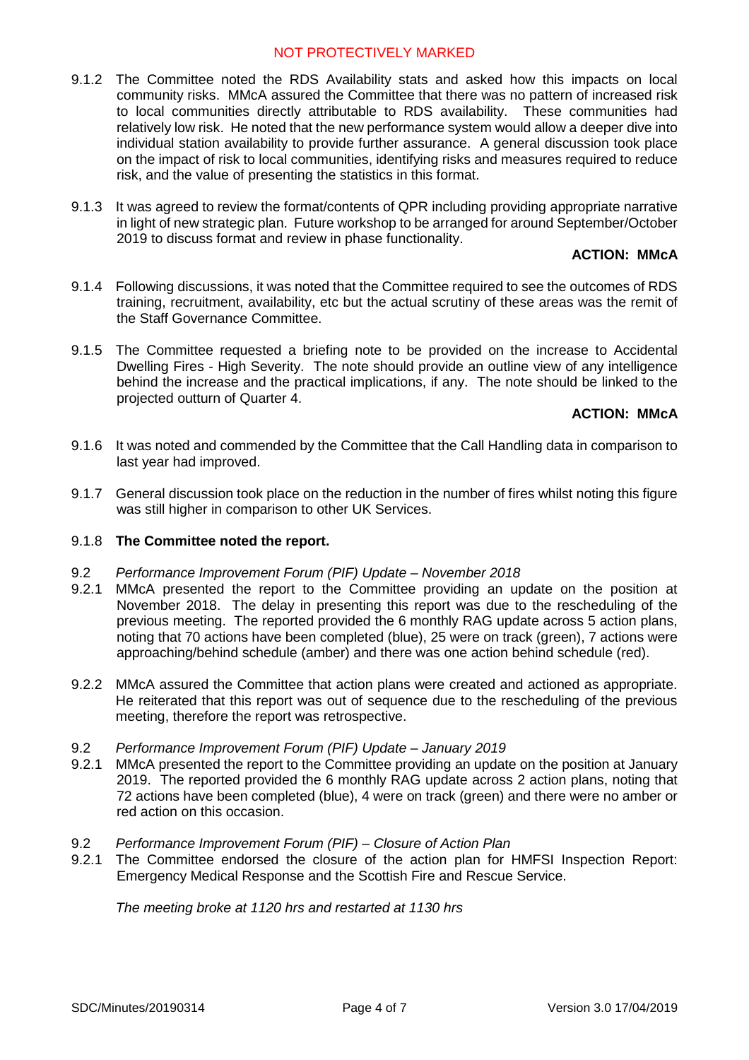9.1.2 The Committee noted the RDS Availability stats and asked how this impacts on local community risks. MMcA assured the Committee that there was no pattern of increased risk to local communities directly attributable to RDS availability. These communities had relatively low risk. He noted that the new performance system would allow a deeper dive into individual station availability to provide further assurance. A general discussion took place on the impact of risk to local communities, identifying risks and measures required to reduce risk, and the value of presenting the statistics in this format.

9.1.3 It was agreed to review the format/contents of QPR including providing appropriate narrative in light of new strategic plan. Future workshop to be arranged for around September/October 2019 to discuss format and review in phase functionality.

**ACTION: MMcA**

9.1.4 Following discussions, it was noted that the Committee required to see the outcomes of RDS training, recruitment, availability, etc but the actual scrutiny of these areas was the remit of the Staff Governance Committee.

9.1.5 The Committee requested a briefing note to be provided on the increase to Accidental Dwelling Fires - High Severity. The note should provide an outline view of any intelligence behind the increase and the practical implications, if any. The note should be linked to the projected outturn of Quarter 4.

**ACTION: MMcA**

9.1.6 It was noted and commended by the Committee that the Call Handling data in comparison to last year had improved.

9.1.7 General discussion took place on the reduction in the number of fires whilst noting this figure was still higher in comparison to other UK Services.

9.1.8 **The Committee noted the report.**

9.2 *Performance Improvement Forum (PIF) Update – November 2018*

9.2.1 MMcA presented the report to the Committee providing an update on the position at November 2018. The delay in presenting this report was due to the rescheduling of the previous meeting. The reported provided the 6 monthly RAG update across 5 action plans, noting that 70 actions have been completed (blue), 25 were on track (green), 7 actions were approaching/behind schedule (amber) and there was one action behind schedule (red).

9.2.2 MMcA assured the Committee that action plans were created and actioned as appropriate. He reiterated that this report was out of sequence due to the rescheduling of the previous meeting, therefore the report was retrospective.

9.2 *Performance Improvement Forum (PIF) Update – January 2019*

9.2.1 MMcA presented the report to the Committee providing an update on the position at January 2019. The reported provided the 6 monthly RAG update across 2 action plans, noting that 72 actions have been completed (blue), 4 were on track (green) and there were no amber or red action on this occasion.

9.2 *Performance Improvement Forum (PIF) – Closure of Action Plan*

9.2.1 The Committee endorsed the closure of the action plan for HMFSI Inspection Report: Emergency Medical Response and the Scottish Fire and Rescue Service.

*The meeting broke at 1120 hrs and restarted at 1130 hrs*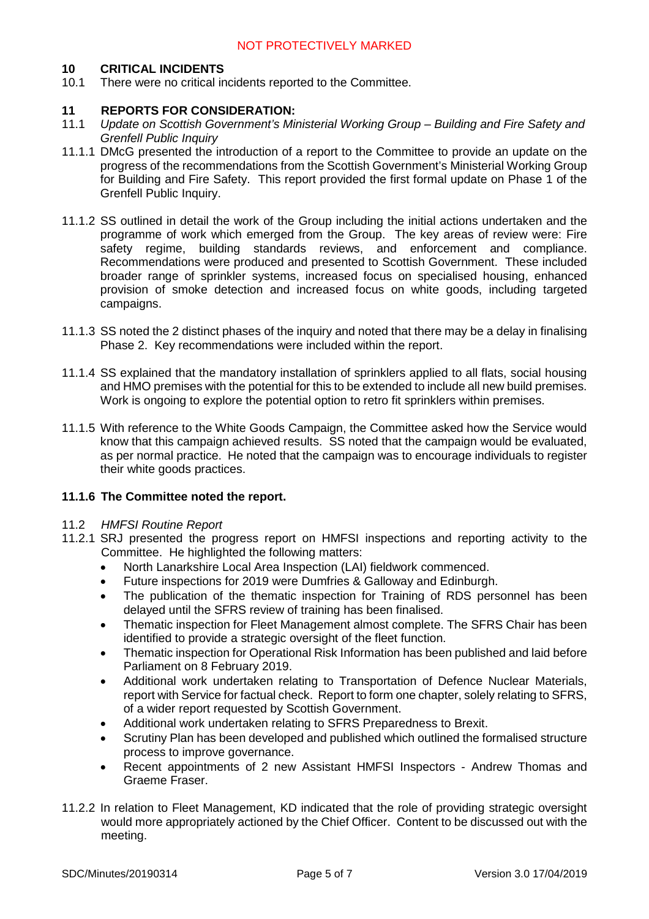## 10 CRITICAL INCIDENTS

10.1 There were no critical incidents reported to the Committee.

## 11 REPORTS FOR CONSIDERATION:

11.1 *Update on Scottish Government's Ministerial Working Group – Building and Fire Safety and Grenfell Public Inquiry*

11.1.1 DMcG presented the introduction of a report to the Committee to provide an update on the progress of the recommendations from the Scottish Government's Ministerial Working Group for Building and Fire Safety. This report provided the first formal update on Phase 1 of the Grenfell Public Inquiry.

11.1.2 SS outlined in detail the work of the Group including the initial actions undertaken and the programme of work which emerged from the Group. The key areas of review were: Fire safety regime, building standards reviews, and enforcement and compliance. Recommendations were produced and presented to Scottish Government. These included broader range of sprinkler systems, increased focus on specialised housing, enhanced provision of smoke detection and increased focus on white goods, including targeted campaigns.

11.1.3 SS noted the 2 distinct phases of the inquiry and noted that there may be a delay in finalising Phase 2. Key recommendations were included within the report.

11.1.4 SS explained that the mandatory installation of sprinklers applied to all flats, social housing and HMO premises with the potential for this to be extended to include all new build premises. Work is ongoing to explore the potential option to retro fit sprinklers within premises.

11.1.5 With reference to the White Goods Campaign, the Committee asked how the Service would know that this campaign achieved results. SS noted that the campaign would be evaluated, as per normal practice. He noted that the campaign was to encourage individuals to register their white goods practices.

**11.1.6 The Committee noted the report.**

11.2 *HMFSI Routine Report*

11.2.1 SRJ presented the progress report on HMFSI inspections and reporting activity to the Committee. He highlighted the following matters:

- North Lanarkshire Local Area Inspection (LAI) fieldwork commenced.
- Future inspections for 2019 were Dumfries & Galloway and Edinburgh.
- The publication of the thematic inspection for Training of RDS personnel has been delayed until the SFRS review of training has been finalised.
- Thematic inspection for Fleet Management almost complete. The SFRS Chair has been identified to provide a strategic oversight of the fleet function.
- Thematic inspection for Operational Risk Information has been published and laid before Parliament on 8 February 2019.
- Additional work undertaken relating to Transportation of Defence Nuclear Materials, report with Service for factual check. Report to form one chapter, solely relating to SFRS, of a wider report requested by Scottish Government.
- Additional work undertaken relating to SFRS Preparedness to Brexit.
- Scrutiny Plan has been developed and published which outlined the formalised structure process to improve governance.
- Recent appointments of 2 new Assistant HMFSI Inspectors - Andrew Thomas and Graeme Fraser.

11.2.2 In relation to Fleet Management, KD indicated that the role of providing strategic oversight would more appropriately actioned by the Chief Officer. Content to be discussed out with the meeting.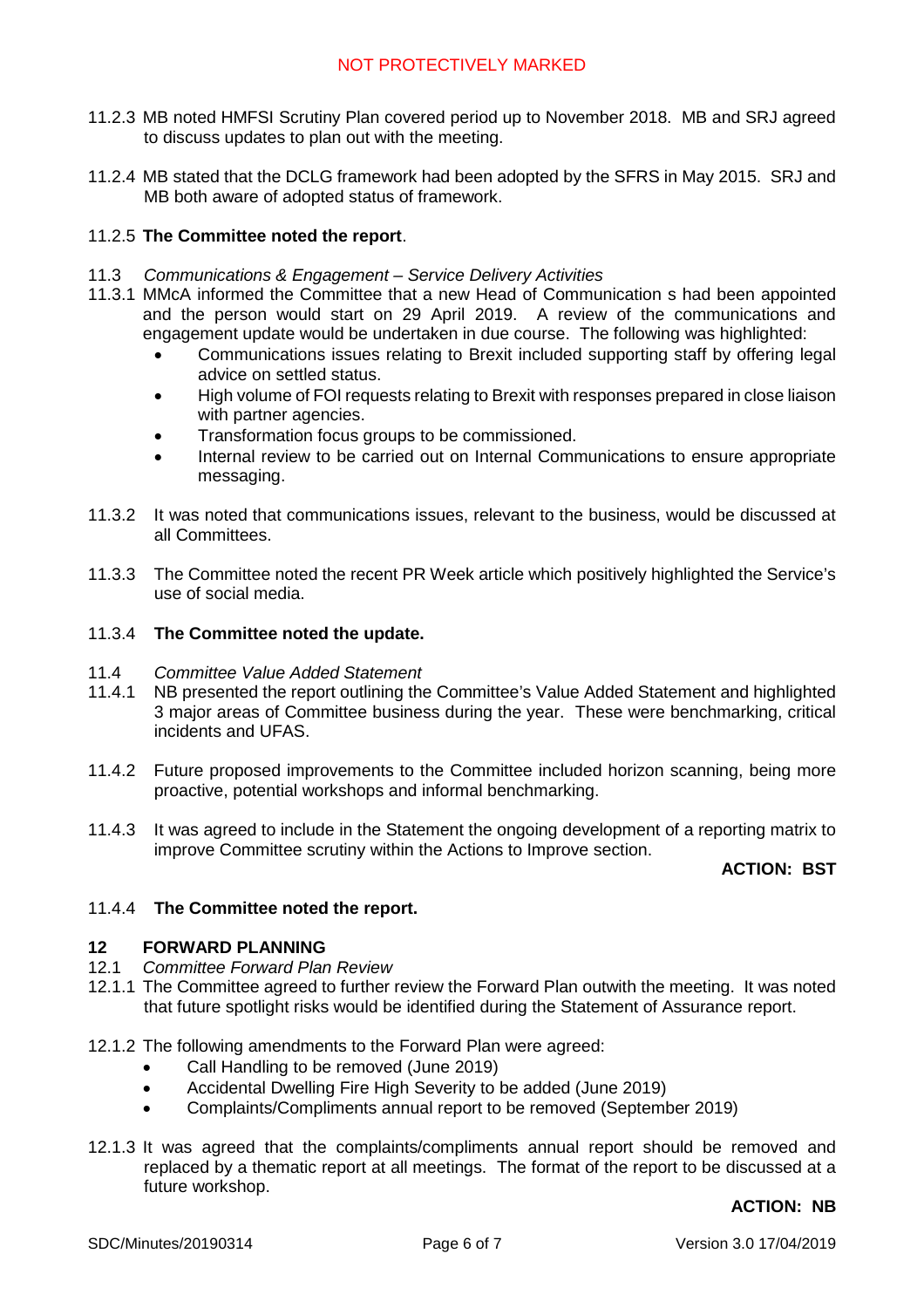11.2.3 MB noted HMFSI Scrutiny Plan covered period up to November 2018. MB and SRJ agreed to discuss updates to plan out with the meeting.

11.2.4 MB stated that the DCLG framework had been adopted by the SFRS in May 2015. SRJ and MB both aware of adopted status of framework.

11.2.5 **The Committee noted the report**.

11.3 *Communications & Engagement – Service Delivery Activities*

11.3.1 MMcA informed the Committee that a new Head of Communication s had been appointed and the person would start on 29 April 2019. A review of the communications and engagement update would be undertaken in due course. The following was highlighted:

- Communications issues relating to Brexit included supporting staff by offering legal advice on settled status.
- High volume of FOI requests relating to Brexit with responses prepared in close liaison with partner agencies.
- Transformation focus groups to be commissioned.
- Internal review to be carried out on Internal Communications to ensure appropriate messaging.

11.3.2 It was noted that communications issues, relevant to the business, would be discussed at all Committees.

11.3.3 The Committee noted the recent PR Week article which positively highlighted the Service's use of social media.

11.3.4 **The Committee noted the update.**

11.4 *Committee Value Added Statement*

11.4.1 NB presented the report outlining the Committee's Value Added Statement and highlighted 3 major areas of Committee business during the year. These were benchmarking, critical incidents and UFAS.

11.4.2 Future proposed improvements to the Committee included horizon scanning, being more proactive, potential workshops and informal benchmarking.

11.4.3 It was agreed to include in the Statement the ongoing development of a reporting matrix to improve Committee scrutiny within the Actions to Improve section.

**ACTION: BST**

11.4.4 **The Committee noted the report.**

## 12 FORWARD PLANNING

12.1 *Committee Forward Plan Review*

12.1.1 The Committee agreed to further review the Forward Plan outwith the meeting. It was noted that future spotlight risks would be identified during the Statement of Assurance report.

12.1.2 The following amendments to the Forward Plan were agreed:

- Call Handling to be removed (June 2019)
- Accidental Dwelling Fire High Severity to be added (June 2019)
- Complaints/Compliments annual report to be removed (September 2019)

12.1.3 It was agreed that the complaints/compliments annual report should be removed and replaced by a thematic report at all meetings. The format of the report to be discussed at a future workshop.

**ACTION: NB**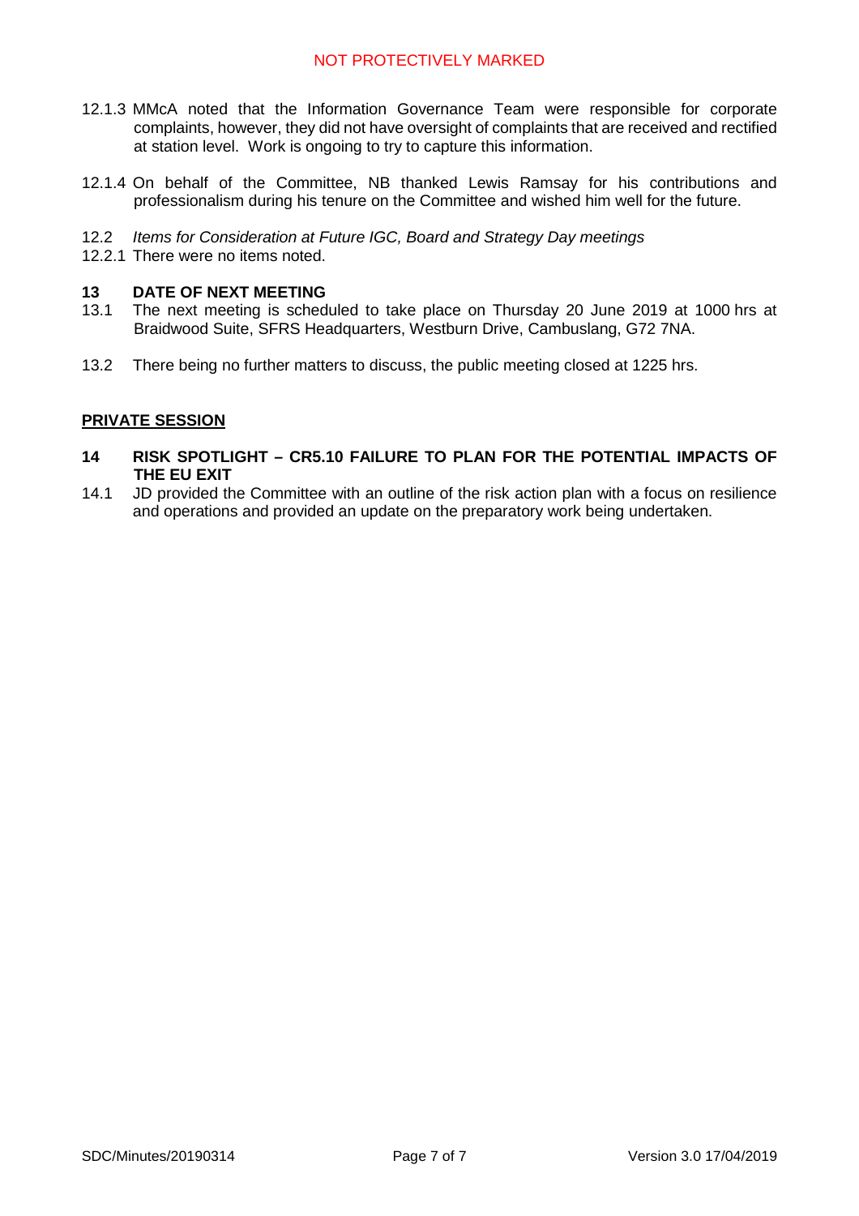12.1.3 MMcA noted that the Information Governance Team were responsible for corporate complaints, however, they did not have oversight of complaints that are received and rectified at station level. Work is ongoing to try to capture this information.

12.1.4 On behalf of the Committee, NB thanked Lewis Ramsay for his contributions and professionalism during his tenure on the Committee and wished him well for the future.

12.2 *Items for Consideration at Future IGC, Board and Strategy Day meetings*

12.2.1 There were no items noted.

## 13 DATE OF NEXT MEETING

13.1 The next meeting is scheduled to take place on Thursday 20 June 2019 at 1000 hrs at Braidwood Suite, SFRS Headquarters, Westburn Drive, Cambuslang, G72 7NA.

13.2 There being no further matters to discuss, the public meeting closed at 1225 hrs.

## PRIVATE SESSION

## 14 RISK SPOTLIGHT – CR5.10 FAILURE TO PLAN FOR THE POTENTIAL IMPACTS OF THE EU EXIT

14.1 JD provided the Committee with an outline of the risk action plan with a focus on resilience and operations and provided an update on the preparatory work being undertaken.